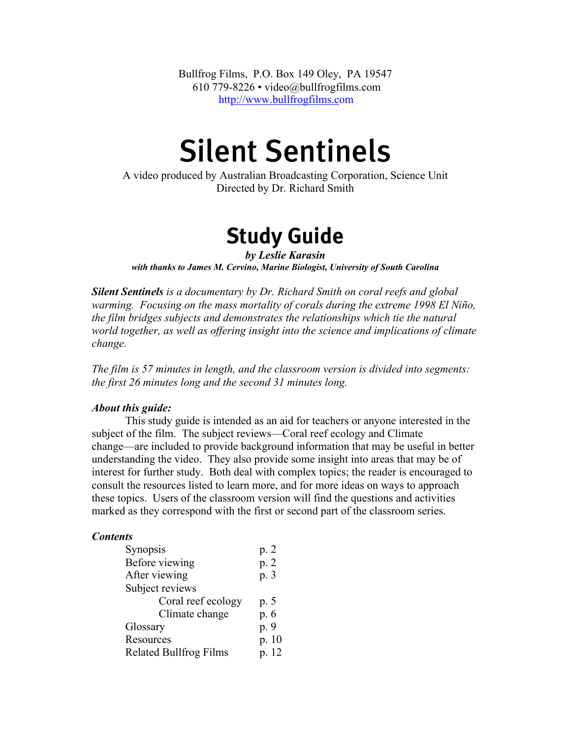Bullfrog Films, P.O. Box 149 Oley, PA 19547
610 779-8226 • video@bullfrogfilms.com
http://www.bullfrogfilms.com

# Silent Sentinels

A video produced by Australian Broadcasting Corporation, Science Unit
Directed by Dr. Richard Smith

# Study Guide

***by Leslie Karasin***

***with thanks to James M. Cervino, Marine Biologist, University of South Carolina***

***Silent Sentinels** is a documentary by Dr. Richard Smith on coral reefs and global warming. Focusing on the mass mortality of corals during the extreme 1998 El Niño, the film bridges subjects and demonstrates the relationships which tie the natural world together, as well as offering insight into the science and implications of climate change.*

*The film is 57 minutes in length, and the classroom version is divided into segments: the first 26 minutes long and the second 31 minutes long.*

***About this guide:***

This study guide is intended as an aid for teachers or anyone interested in the subject of the film. The subject reviews—Coral reef ecology and Climate change—are included to provide background information that may be useful in better understanding the video. They also provide some insight into areas that may be of interest for further study. Both deal with complex topics; the reader is encouraged to consult the resources listed to learn more, and for more ideas on ways to approach these topics. Users of the classroom version will find the questions and activities marked as they correspond with the first or second part of the classroom series.

***Contents***

| | |
|---|---|
| Synopsis | p. 2 |
| Before viewing | p. 2 |
| After viewing | p. 3 |
| Subject reviews | |
| Coral reef ecology | p. 5 |
| Climate change | p. 6 |
| Glossary | p. 9 |
| Resources | p. 10 |
| Related Bullfrog Films | p. 12 |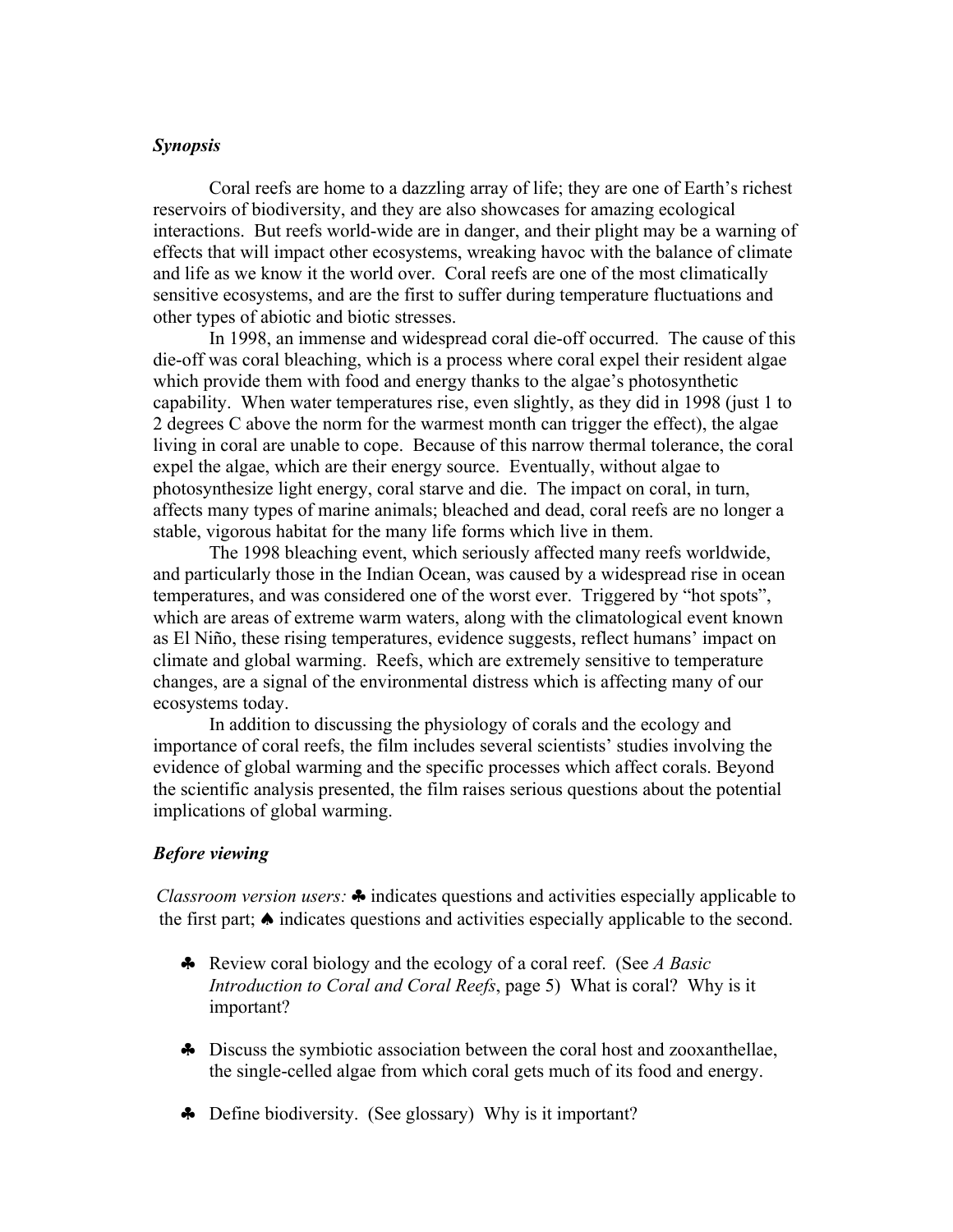### *Synopsis*

Coral reefs are home to a dazzling array of life; they are one of Earth's richest reservoirs of biodiversity, and they are also showcases for amazing ecological interactions. But reefs world-wide are in danger, and their plight may be a warning of effects that will impact other ecosystems, wreaking havoc with the balance of climate and life as we know it the world over. Coral reefs are one of the most climatically sensitive ecosystems, and are the first to suffer during temperature fluctuations and other types of abiotic and biotic stresses.

In 1998, an immense and widespread coral die-off occurred. The cause of this die-off was coral bleaching, which is a process where coral expel their resident algae which provide them with food and energy thanks to the algae's photosynthetic capability. When water temperatures rise, even slightly, as they did in 1998 (just 1 to 2 degrees C above the norm for the warmest month can trigger the effect), the algae living in coral are unable to cope. Because of this narrow thermal tolerance, the coral expel the algae, which are their energy source. Eventually, without algae to photosynthesize light energy, coral starve and die. The impact on coral, in turn, affects many types of marine animals; bleached and dead, coral reefs are no longer a stable, vigorous habitat for the many life forms which live in them.

The 1998 bleaching event, which seriously affected many reefs worldwide, and particularly those in the Indian Ocean, was caused by a widespread rise in ocean temperatures, and was considered one of the worst ever. Triggered by "hot spots", which are areas of extreme warm waters, along with the climatological event known as El Niño, these rising temperatures, evidence suggests, reflect humans' impact on climate and global warming. Reefs, which are extremely sensitive to temperature changes, are a signal of the environmental distress which is affecting many of our ecosystems today.

In addition to discussing the physiology of corals and the ecology and importance of coral reefs, the film includes several scientists' studies involving the evidence of global warming and the specific processes which affect corals. Beyond the scientific analysis presented, the film raises serious questions about the potential implications of global warming.

### *Before viewing*

*Classroom version users:* ♣ indicates questions and activities especially applicable to the first part; ♠ indicates questions and activities especially applicable to the second.

- ♣ Review coral biology and the ecology of a coral reef. (See *A Basic Introduction to Coral and Coral Reefs*, page 5) What is coral? Why is it important?

- ♣ Discuss the symbiotic association between the coral host and zooxanthellae, the single-celled algae from which coral gets much of its food and energy.

- ♣ Define biodiversity. (See glossary) Why is it important?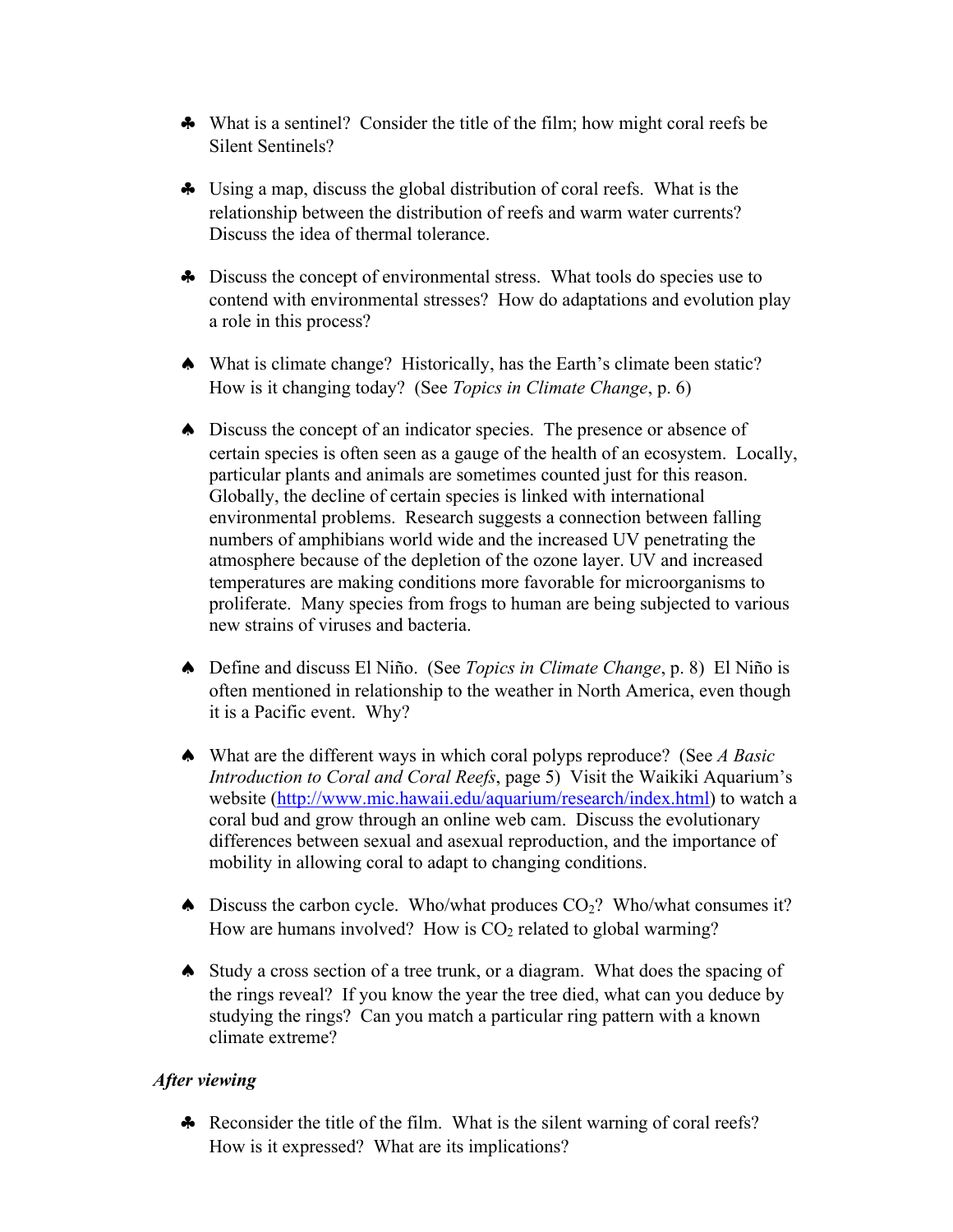- ♣ What is a sentinel? Consider the title of the film; how might coral reefs be Silent Sentinels?

- ♣ Using a map, discuss the global distribution of coral reefs. What is the relationship between the distribution of reefs and warm water currents? Discuss the idea of thermal tolerance.

- ♣ Discuss the concept of environmental stress. What tools do species use to contend with environmental stresses? How do adaptations and evolution play a role in this process?

- ♠ What is climate change? Historically, has the Earth's climate been static? How is it changing today? (See *Topics in Climate Change*, p. 6)

- ♠ Discuss the concept of an indicator species. The presence or absence of certain species is often seen as a gauge of the health of an ecosystem. Locally, particular plants and animals are sometimes counted just for this reason. Globally, the decline of certain species is linked with international environmental problems. Research suggests a connection between falling numbers of amphibians world wide and the increased UV penetrating the atmosphere because of the depletion of the ozone layer. UV and increased temperatures are making conditions more favorable for microorganisms to proliferate. Many species from frogs to human are being subjected to various new strains of viruses and bacteria.

- ♠ Define and discuss El Niño. (See *Topics in Climate Change*, p. 8) El Niño is often mentioned in relationship to the weather in North America, even though it is a Pacific event. Why?

- ♠ What are the different ways in which coral polyps reproduce? (See *A Basic Introduction to Coral and Coral Reefs*, page 5) Visit the Waikiki Aquarium's website (http://www.mic.hawaii.edu/aquarium/research/index.html) to watch a coral bud and grow through an online web cam. Discuss the evolutionary differences between sexual and asexual reproduction, and the importance of mobility in allowing coral to adapt to changing conditions.

- ♠ Discuss the carbon cycle. Who/what produces $CO_2$? Who/what consumes it? How are humans involved? How is $CO_2$ related to global warming?

- ♠ Study a cross section of a tree trunk, or a diagram. What does the spacing of the rings reveal? If you know the year the tree died, what can you deduce by studying the rings? Can you match a particular ring pattern with a known climate extreme?

***After viewing***

- ♣ Reconsider the title of the film. What is the silent warning of coral reefs? How is it expressed? What are its implications?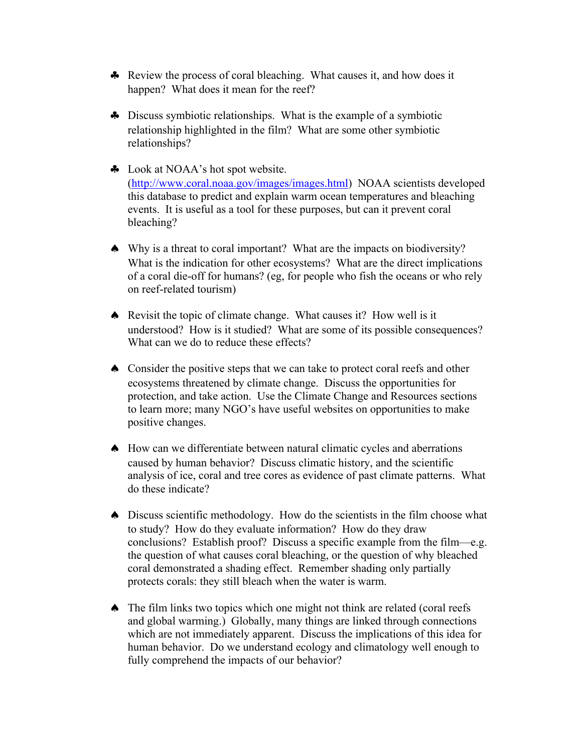- ♣ Review the process of coral bleaching. What causes it, and how does it happen? What does it mean for the reef?

- ♣ Discuss symbiotic relationships. What is the example of a symbiotic relationship highlighted in the film? What are some other symbiotic relationships?

- ♣ Look at NOAA's hot spot website. ([http://www.coral.noaa.gov/images/images.html](http://www.coral.noaa.gov/images/images.html)) NOAA scientists developed this database to predict and explain warm ocean temperatures and bleaching events. It is useful as a tool for these purposes, but can it prevent coral bleaching?

- ♠ Why is a threat to coral important? What are the impacts on biodiversity? What is the indication for other ecosystems? What are the direct implications of a coral die-off for humans? (eg, for people who fish the oceans or who rely on reef-related tourism)

- ♠ Revisit the topic of climate change. What causes it? How well is it understood? How is it studied? What are some of its possible consequences? What can we do to reduce these effects?

- ♠ Consider the positive steps that we can take to protect coral reefs and other ecosystems threatened by climate change. Discuss the opportunities for protection, and take action. Use the Climate Change and Resources sections to learn more; many NGO's have useful websites on opportunities to make positive changes.

- ♠ How can we differentiate between natural climatic cycles and aberrations caused by human behavior? Discuss climatic history, and the scientific analysis of ice, coral and tree cores as evidence of past climate patterns. What do these indicate?

- ♠ Discuss scientific methodology. How do the scientists in the film choose what to study? How do they evaluate information? How do they draw conclusions? Establish proof? Discuss a specific example from the film—e.g. the question of what causes coral bleaching, or the question of why bleached coral demonstrated a shading effect. Remember shading only partially protects corals: they still bleach when the water is warm.

- ♠ The film links two topics which one might not think are related (coral reefs and global warming.) Globally, many things are linked through connections which are not immediately apparent. Discuss the implications of this idea for human behavior. Do we understand ecology and climatology well enough to fully comprehend the impacts of our behavior?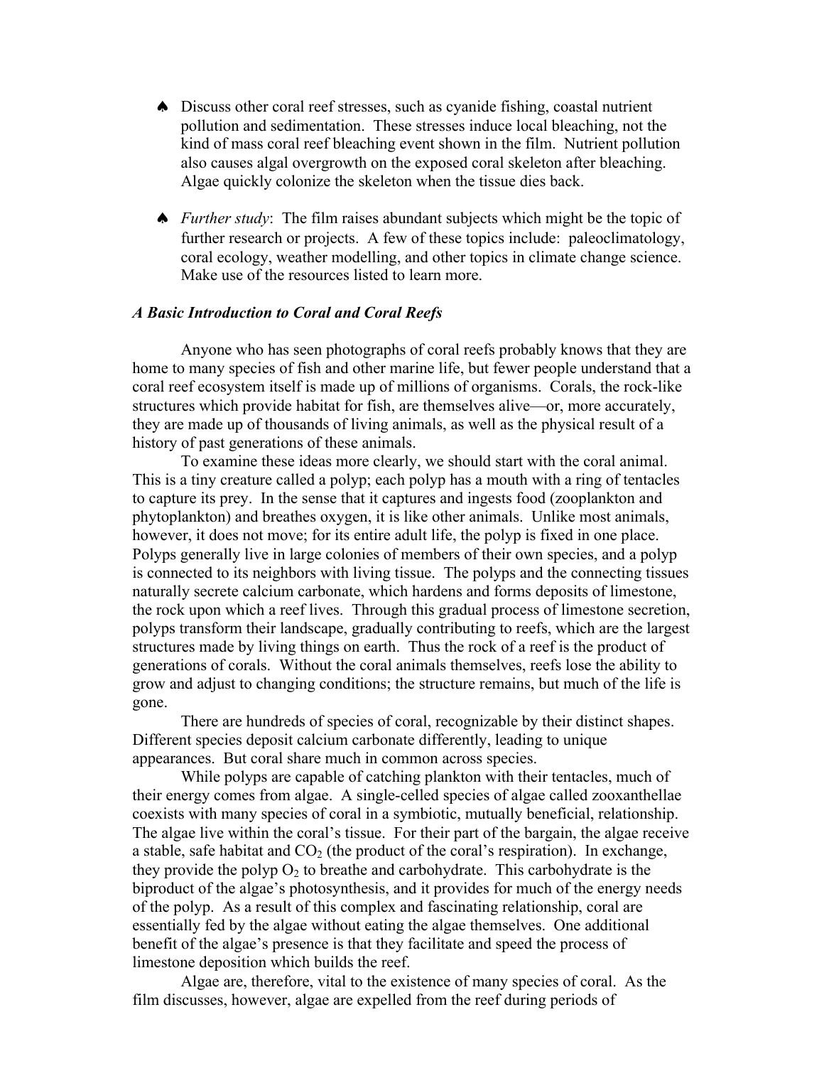- ♠ Discuss other coral reef stresses, such as cyanide fishing, coastal nutrient pollution and sedimentation. These stresses induce local bleaching, not the kind of mass coral reef bleaching event shown in the film. Nutrient pollution also causes algal overgrowth on the exposed coral skeleton after bleaching. Algae quickly colonize the skeleton when the tissue dies back.

- ♠ *Further study*: The film raises abundant subjects which might be the topic of further research or projects. A few of these topics include: paleoclimatology, coral ecology, weather modelling, and other topics in climate change science. Make use of the resources listed to learn more.

### *A Basic Introduction to Coral and Coral Reefs*

Anyone who has seen photographs of coral reefs probably knows that they are home to many species of fish and other marine life, but fewer people understand that a coral reef ecosystem itself is made up of millions of organisms. Corals, the rock-like structures which provide habitat for fish, are themselves alive—or, more accurately, they are made up of thousands of living animals, as well as the physical result of a history of past generations of these animals.

To examine these ideas more clearly, we should start with the coral animal. This is a tiny creature called a polyp; each polyp has a mouth with a ring of tentacles to capture its prey. In the sense that it captures and ingests food (zooplankton and phytoplankton) and breathes oxygen, it is like other animals. Unlike most animals, however, it does not move; for its entire adult life, the polyp is fixed in one place. Polyps generally live in large colonies of members of their own species, and a polyp is connected to its neighbors with living tissue. The polyps and the connecting tissues naturally secrete calcium carbonate, which hardens and forms deposits of limestone, the rock upon which a reef lives. Through this gradual process of limestone secretion, polyps transform their landscape, gradually contributing to reefs, which are the largest structures made by living things on earth. Thus the rock of a reef is the product of generations of corals. Without the coral animals themselves, reefs lose the ability to grow and adjust to changing conditions; the structure remains, but much of the life is gone.

There are hundreds of species of coral, recognizable by their distinct shapes. Different species deposit calcium carbonate differently, leading to unique appearances. But coral share much in common across species.

While polyps are capable of catching plankton with their tentacles, much of their energy comes from algae. A single-celled species of algae called zooxanthellae coexists with many species of coral in a symbiotic, mutually beneficial, relationship. The algae live within the coral's tissue. For their part of the bargain, the algae receive a stable, safe habitat and $CO_2$ (the product of the coral's respiration). In exchange, they provide the polyp $O_2$ to breathe and carbohydrate. This carbohydrate is the biproduct of the algae's photosynthesis, and it provides for much of the energy needs of the polyp. As a result of this complex and fascinating relationship, coral are essentially fed by the algae without eating the algae themselves. One additional benefit of the algae's presence is that they facilitate and speed the process of limestone deposition which builds the reef.

Algae are, therefore, vital to the existence of many species of coral. As the film discusses, however, algae are expelled from the reef during periods of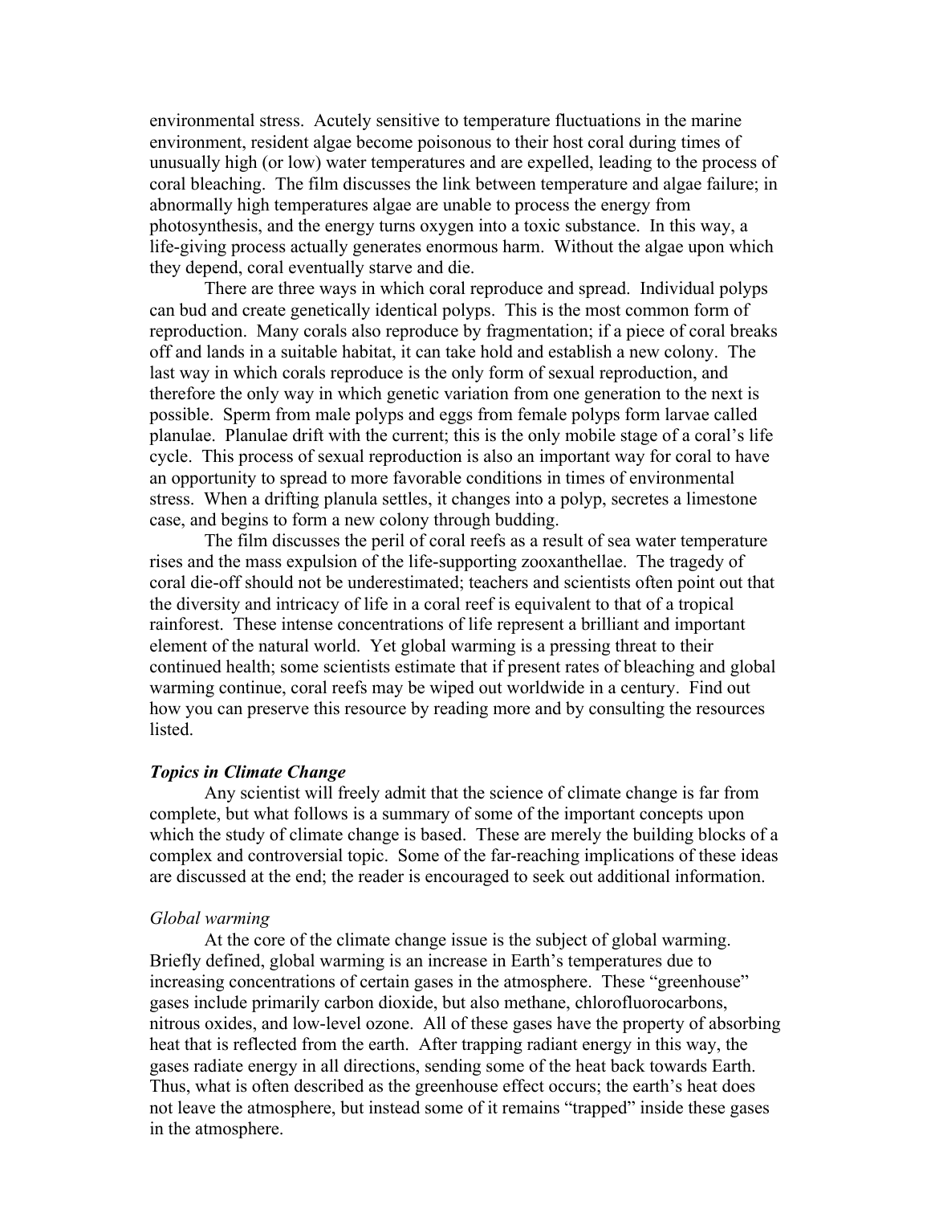environmental stress. Acutely sensitive to temperature fluctuations in the marine environment, resident algae become poisonous to their host coral during times of unusually high (or low) water temperatures and are expelled, leading to the process of coral bleaching. The film discusses the link between temperature and algae failure; in abnormally high temperatures algae are unable to process the energy from photosynthesis, and the energy turns oxygen into a toxic substance. In this way, a life-giving process actually generates enormous harm. Without the algae upon which they depend, coral eventually starve and die.

There are three ways in which coral reproduce and spread. Individual polyps can bud and create genetically identical polyps. This is the most common form of reproduction. Many corals also reproduce by fragmentation; if a piece of coral breaks off and lands in a suitable habitat, it can take hold and establish a new colony. The last way in which corals reproduce is the only form of sexual reproduction, and therefore the only way in which genetic variation from one generation to the next is possible. Sperm from male polyps and eggs from female polyps form larvae called planulae. Planulae drift with the current; this is the only mobile stage of a coral's life cycle. This process of sexual reproduction is also an important way for coral to have an opportunity to spread to more favorable conditions in times of environmental stress. When a drifting planula settles, it changes into a polyp, secretes a limestone case, and begins to form a new colony through budding.

The film discusses the peril of coral reefs as a result of sea water temperature rises and the mass expulsion of the life-supporting zooxanthellae. The tragedy of coral die-off should not be underestimated; teachers and scientists often point out that the diversity and intricacy of life in a coral reef is equivalent to that of a tropical rainforest. These intense concentrations of life represent a brilliant and important element of the natural world. Yet global warming is a pressing threat to their continued health; some scientists estimate that if present rates of bleaching and global warming continue, coral reefs may be wiped out worldwide in a century. Find out how you can preserve this resource by reading more and by consulting the resources listed.

### *Topics in Climate Change*

Any scientist will freely admit that the science of climate change is far from complete, but what follows is a summary of some of the important concepts upon which the study of climate change is based. These are merely the building blocks of a complex and controversial topic. Some of the far-reaching implications of these ideas are discussed at the end; the reader is encouraged to seek out additional information.

#### *Global warming*

At the core of the climate change issue is the subject of global warming. Briefly defined, global warming is an increase in Earth's temperatures due to increasing concentrations of certain gases in the atmosphere. These "greenhouse" gases include primarily carbon dioxide, but also methane, chlorofluorocarbons, nitrous oxides, and low-level ozone. All of these gases have the property of absorbing heat that is reflected from the earth. After trapping radiant energy in this way, the gases radiate energy in all directions, sending some of the heat back towards Earth. Thus, what is often described as the greenhouse effect occurs; the earth's heat does not leave the atmosphere, but instead some of it remains "trapped" inside these gases in the atmosphere.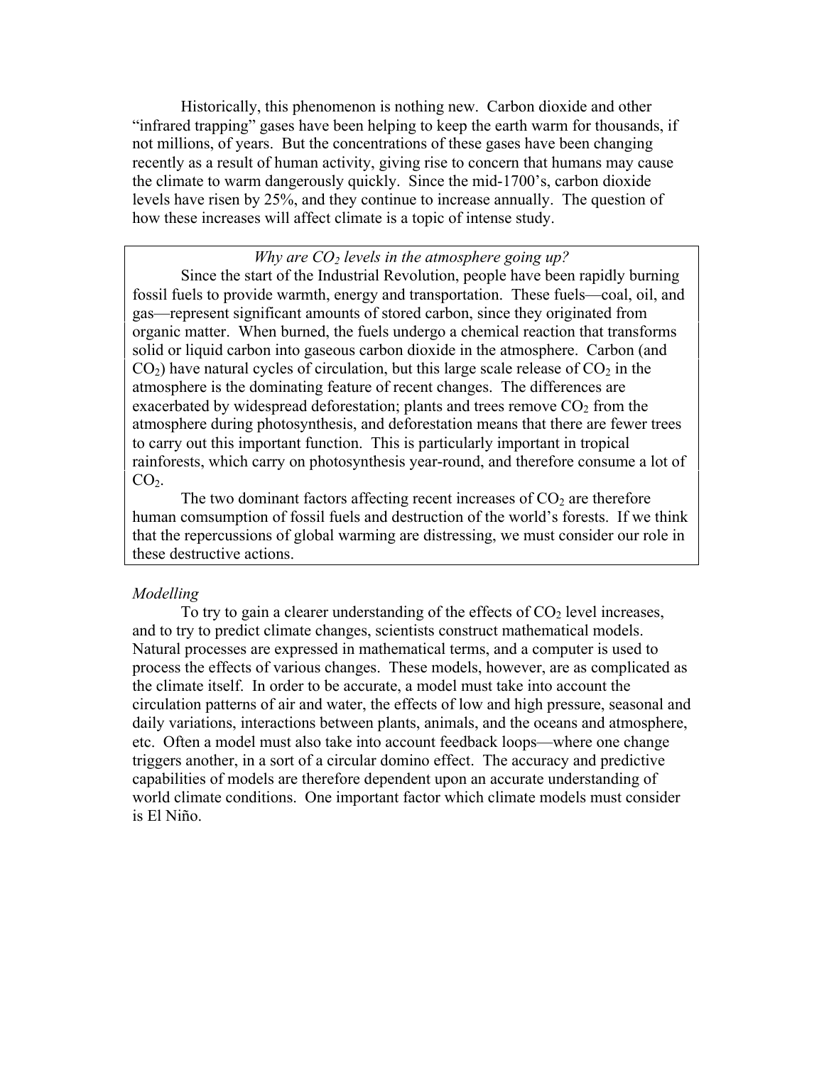Historically, this phenomenon is nothing new. Carbon dioxide and other "infrared trapping" gases have been helping to keep the earth warm for thousands, if not millions, of years. But the concentrations of these gases have been changing recently as a result of human activity, giving rise to concern that humans may cause the climate to warm dangerously quickly. Since the mid-1700's, carbon dioxide levels have risen by 25%, and they continue to increase annually. The question of how these increases will affect climate is a topic of intense study.

*Why are $CO_2$ levels in the atmosphere going up?*

Since the start of the Industrial Revolution, people have been rapidly burning fossil fuels to provide warmth, energy and transportation. These fuels—coal, oil, and gas—represent significant amounts of stored carbon, since they originated from organic matter. When burned, the fuels undergo a chemical reaction that transforms solid or liquid carbon into gaseous carbon dioxide in the atmosphere. Carbon (and $CO_2$) have natural cycles of circulation, but this large scale release of $CO_2$ in the atmosphere is the dominating feature of recent changes. The differences are exacerbated by widespread deforestation; plants and trees remove $CO_2$ from the atmosphere during photosynthesis, and deforestation means that there are fewer trees to carry out this important function. This is particularly important in tropical rainforests, which carry on photosynthesis year-round, and therefore consume a lot of $CO_2$.

The two dominant factors affecting recent increases of $CO_2$ are therefore human comsumption of fossil fuels and destruction of the world's forests. If we think that the repercussions of global warming are distressing, we must consider our role in these destructive actions.

*Modelling*

To try to gain a clearer understanding of the effects of $CO_2$ level increases, and to try to predict climate changes, scientists construct mathematical models. Natural processes are expressed in mathematical terms, and a computer is used to process the effects of various changes. These models, however, are as complicated as the climate itself. In order to be accurate, a model must take into account the circulation patterns of air and water, the effects of low and high pressure, seasonal and daily variations, interactions between plants, animals, and the oceans and atmosphere, etc. Often a model must also take into account feedback loops—where one change triggers another, in a sort of a circular domino effect. The accuracy and predictive capabilities of models are therefore dependent upon an accurate understanding of world climate conditions. One important factor which climate models must consider is El Niño.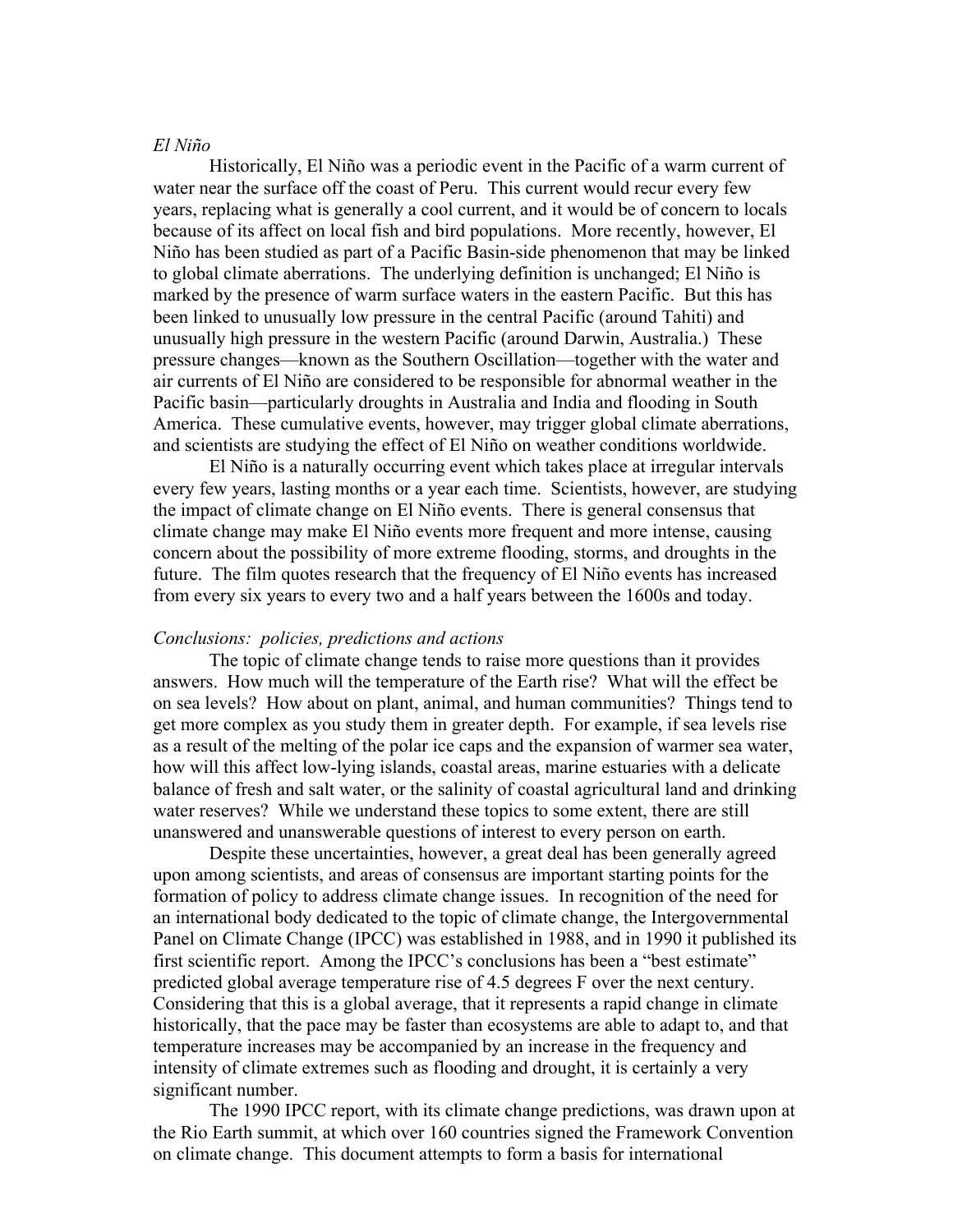*El Niño*

Historically, El Niño was a periodic event in the Pacific of a warm current of water near the surface off the coast of Peru. This current would recur every few years, replacing what is generally a cool current, and it would be of concern to locals because of its affect on local fish and bird populations. More recently, however, El Niño has been studied as part of a Pacific Basin-side phenomenon that may be linked to global climate aberrations. The underlying definition is unchanged; El Niño is marked by the presence of warm surface waters in the eastern Pacific. But this has been linked to unusually low pressure in the central Pacific (around Tahiti) and unusually high pressure in the western Pacific (around Darwin, Australia.) These pressure changes—known as the Southern Oscillation—together with the water and air currents of El Niño are considered to be responsible for abnormal weather in the Pacific basin—particularly droughts in Australia and India and flooding in South America. These cumulative events, however, may trigger global climate aberrations, and scientists are studying the effect of El Niño on weather conditions worldwide.

El Niño is a naturally occurring event which takes place at irregular intervals every few years, lasting months or a year each time. Scientists, however, are studying the impact of climate change on El Niño events. There is general consensus that climate change may make El Niño events more frequent and more intense, causing concern about the possibility of more extreme flooding, storms, and droughts in the future. The film quotes research that the frequency of El Niño events has increased from every six years to every two and a half years between the 1600s and today.

*Conclusions: policies, predictions and actions*

The topic of climate change tends to raise more questions than it provides answers. How much will the temperature of the Earth rise? What will the effect be on sea levels? How about on plant, animal, and human communities? Things tend to get more complex as you study them in greater depth. For example, if sea levels rise as a result of the melting of the polar ice caps and the expansion of warmer sea water, how will this affect low-lying islands, coastal areas, marine estuaries with a delicate balance of fresh and salt water, or the salinity of coastal agricultural land and drinking water reserves? While we understand these topics to some extent, there are still unanswered and unanswerable questions of interest to every person on earth.

Despite these uncertainties, however, a great deal has been generally agreed upon among scientists, and areas of consensus are important starting points for the formation of policy to address climate change issues. In recognition of the need for an international body dedicated to the topic of climate change, the Intergovernmental Panel on Climate Change (IPCC) was established in 1988, and in 1990 it published its first scientific report. Among the IPCC's conclusions has been a "best estimate" predicted global average temperature rise of 4.5 degrees F over the next century. Considering that this is a global average, that it represents a rapid change in climate historically, that the pace may be faster than ecosystems are able to adapt to, and that temperature increases may be accompanied by an increase in the frequency and intensity of climate extremes such as flooding and drought, it is certainly a very significant number.

The 1990 IPCC report, with its climate change predictions, was drawn upon at the Rio Earth summit, at which over 160 countries signed the Framework Convention on climate change. This document attempts to form a basis for international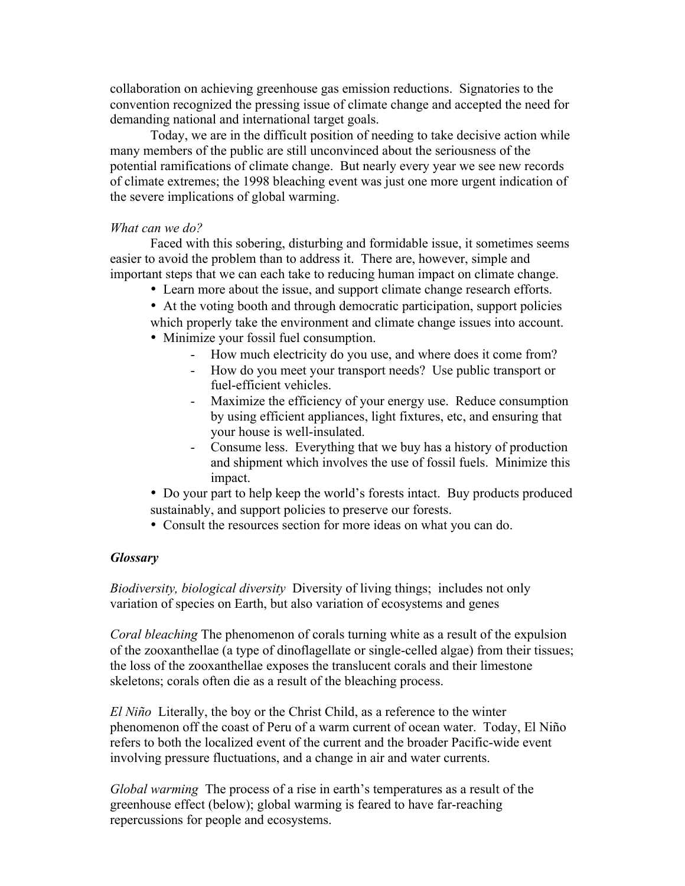collaboration on achieving greenhouse gas emission reductions. Signatories to the convention recognized the pressing issue of climate change and accepted the need for demanding national and international target goals.

Today, we are in the difficult position of needing to take decisive action while many members of the public are still unconvinced about the seriousness of the potential ramifications of climate change. But nearly every year we see new records of climate extremes; the 1998 bleaching event was just one more urgent indication of the severe implications of global warming.

*What can we do?*

Faced with this sobering, disturbing and formidable issue, it sometimes seems easier to avoid the problem than to address it. There are, however, simple and important steps that we can each take to reducing human impact on climate change.

- Learn more about the issue, and support climate change research efforts.
- At the voting booth and through democratic participation, support policies which properly take the environment and climate change issues into account.
- Minimize your fossil fuel consumption.
  - How much electricity do you use, and where does it come from?
  - How do you meet your transport needs? Use public transport or fuel-efficient vehicles.
  - Maximize the efficiency of your energy use. Reduce consumption by using efficient appliances, light fixtures, etc, and ensuring that your house is well-insulated.
  - Consume less. Everything that we buy has a history of production and shipment which involves the use of fossil fuels. Minimize this impact.
- Do your part to help keep the world's forests intact. Buy products produced sustainably, and support policies to preserve our forests.
- Consult the resources section for more ideas on what you can do.

***Glossary***

*Biodiversity, biological diversity* Diversity of living things; includes not only variation of species on Earth, but also variation of ecosystems and genes

*Coral bleaching* The phenomenon of corals turning white as a result of the expulsion of the zooxanthellae (a type of dinoflagellate or single-celled algae) from their tissues; the loss of the zooxanthellae exposes the translucent corals and their limestone skeletons; corals often die as a result of the bleaching process.

*El Niño* Literally, the boy or the Christ Child, as a reference to the winter phenomenon off the coast of Peru of a warm current of ocean water. Today, El Niño refers to both the localized event of the current and the broader Pacific-wide event involving pressure fluctuations, and a change in air and water currents.

*Global warming* The process of a rise in earth's temperatures as a result of the greenhouse effect (below); global warming is feared to have far-reaching repercussions for people and ecosystems.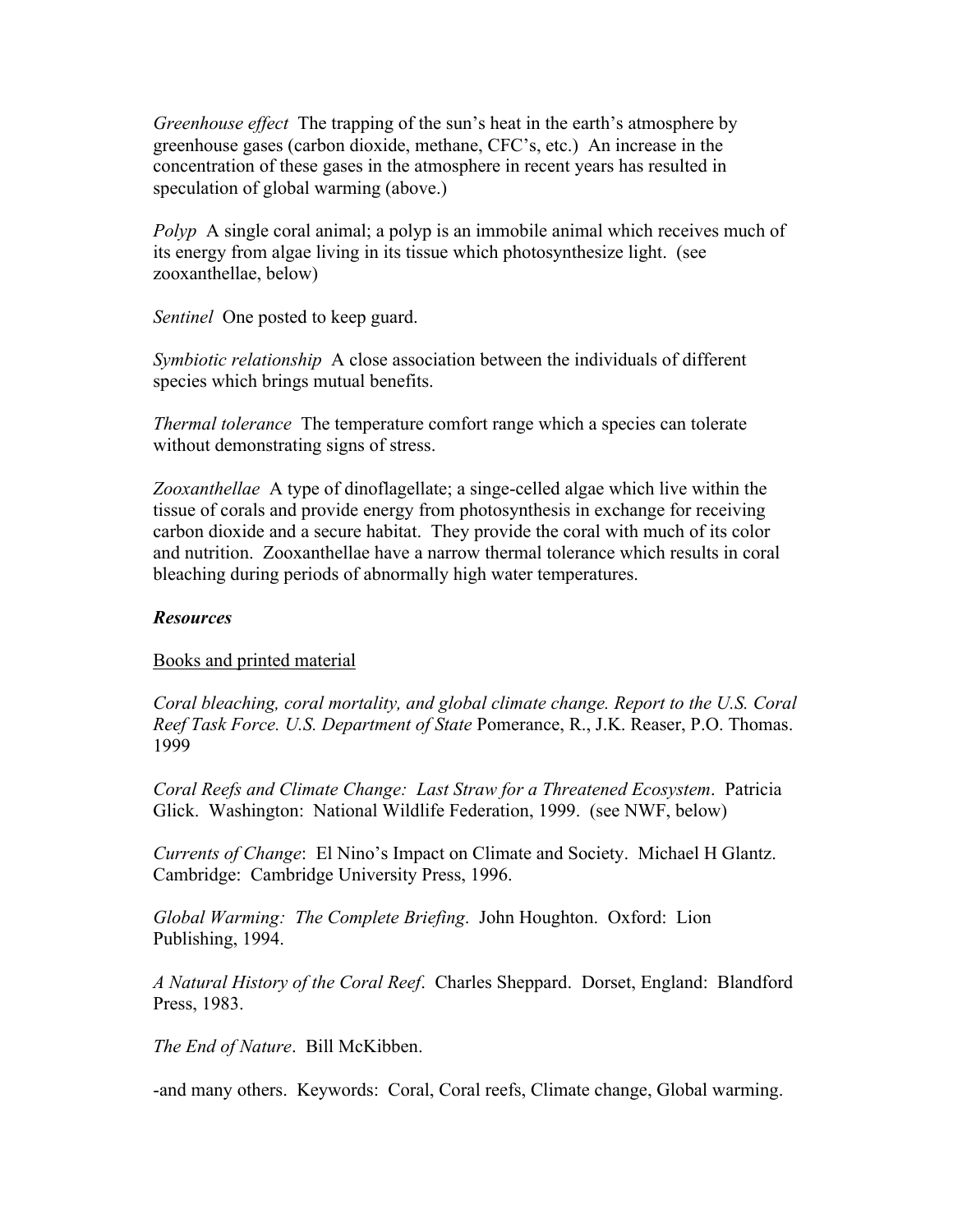*Greenhouse effect* The trapping of the sun's heat in the earth's atmosphere by greenhouse gases (carbon dioxide, methane, CFC's, etc.) An increase in the concentration of these gases in the atmosphere in recent years has resulted in speculation of global warming (above.)

*Polyp* A single coral animal; a polyp is an immobile animal which receives much of its energy from algae living in its tissue which photosynthesize light. (see zooxanthellae, below)

*Sentinel* One posted to keep guard.

*Symbiotic relationship* A close association between the individuals of different species which brings mutual benefits.

*Thermal tolerance* The temperature comfort range which a species can tolerate without demonstrating signs of stress.

*Zooxanthellae* A type of dinoflagellate; a singe-celled algae which live within the tissue of corals and provide energy from photosynthesis in exchange for receiving carbon dioxide and a secure habitat. They provide the coral with much of its color and nutrition. Zooxanthellae have a narrow thermal tolerance which results in coral bleaching during periods of abnormally high water temperatures.

***Resources***

<u>Books and printed material</u>

*Coral bleaching, coral mortality, and global climate change. Report to the U.S. Coral Reef Task Force. U.S. Department of State* Pomerance, R., J.K. Reaser, P.O. Thomas. 1999

*Coral Reefs and Climate Change: Last Straw for a Threatened Ecosystem*. Patricia Glick. Washington: National Wildlife Federation, 1999. (see NWF, below)

*Currents of Change*: El Nino's Impact on Climate and Society. Michael H Glantz. Cambridge: Cambridge University Press, 1996.

*Global Warming: The Complete Briefing*. John Houghton. Oxford: Lion Publishing, 1994.

*A Natural History of the Coral Reef*. Charles Sheppard. Dorset, England: Blandford Press, 1983.

*The End of Nature*. Bill McKibben.

-and many others. Keywords: Coral, Coral reefs, Climate change, Global warming.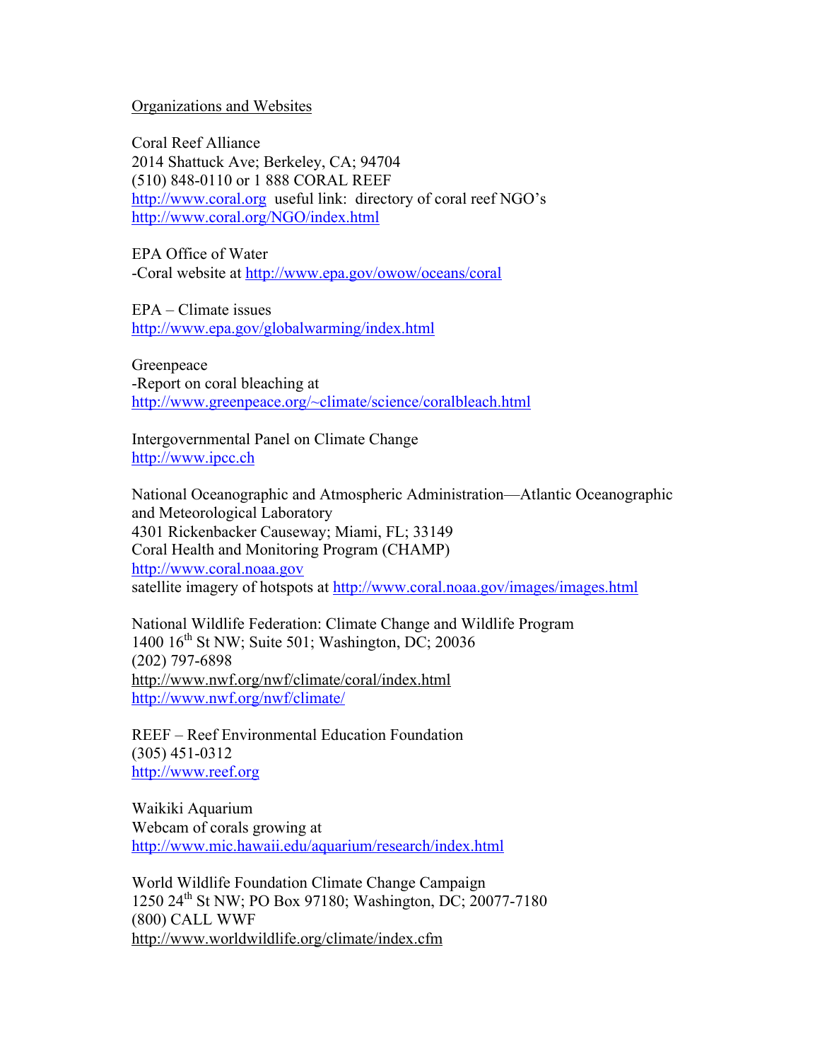Organizations and Websites

Coral Reef Alliance
2014 Shattuck Ave; Berkeley, CA; 94704
(510) 848-0110 or 1 888 CORAL REEF
http://www.coral.org useful link: directory of coral reef NGO's
http://www.coral.org/NGO/index.html

EPA Office of Water
-Coral website at http://www.epa.gov/owow/oceans/coral

EPA – Climate issues
http://www.epa.gov/globalwarming/index.html

Greenpeace
-Report on coral bleaching at
http://www.greenpeace.org/~climate/science/coralbleach.html

Intergovernmental Panel on Climate Change
http://www.ipcc.ch

National Oceanographic and Atmospheric Administration—Atlantic Oceanographic and Meteorological Laboratory
4301 Rickenbacker Causeway; Miami, FL; 33149
Coral Health and Monitoring Program (CHAMP)
http://www.coral.noaa.gov
satellite imagery of hotspots at http://www.coral.noaa.gov/images/images.html

National Wildlife Federation: Climate Change and Wildlife Program
1400 16th St NW; Suite 501; Washington, DC; 20036
(202) 797-6898
http://www.nwf.org/nwf/climate/coral/index.html
http://www.nwf.org/nwf/climate/

REEF – Reef Environmental Education Foundation
(305) 451-0312
http://www.reef.org

Waikiki Aquarium
Webcam of corals growing at
http://www.mic.hawaii.edu/aquarium/research/index.html

World Wildlife Foundation Climate Change Campaign
1250 24th St NW; PO Box 97180; Washington, DC; 20077-7180
(800) CALL WWF
http://www.worldwildlife.org/climate/index.cfm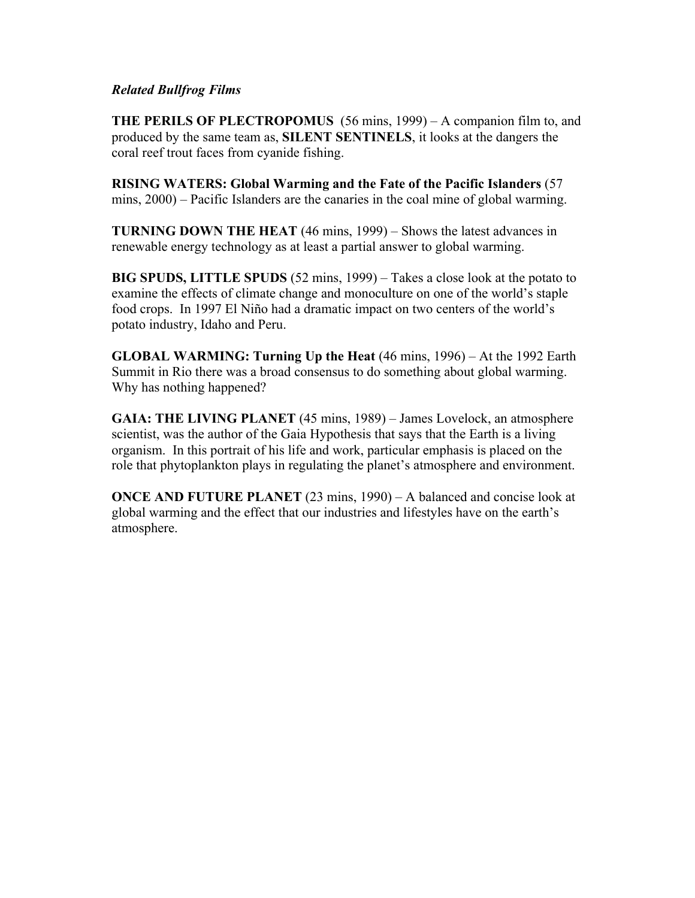***Related Bullfrog Films***

**THE PERILS OF PLECTROPOMUS** (56 mins, 1999) – A companion film to, and produced by the same team as, **SILENT SENTINELS**, it looks at the dangers the coral reef trout faces from cyanide fishing.

**RISING WATERS: Global Warming and the Fate of the Pacific Islanders** (57 mins, 2000) – Pacific Islanders are the canaries in the coal mine of global warming.

**TURNING DOWN THE HEAT** (46 mins, 1999) – Shows the latest advances in renewable energy technology as at least a partial answer to global warming.

**BIG SPUDS, LITTLE SPUDS** (52 mins, 1999) – Takes a close look at the potato to examine the effects of climate change and monoculture on one of the world's staple food crops. In 1997 El Niño had a dramatic impact on two centers of the world's potato industry, Idaho and Peru.

**GLOBAL WARMING: Turning Up the Heat** (46 mins, 1996) – At the 1992 Earth Summit in Rio there was a broad consensus to do something about global warming. Why has nothing happened?

**GAIA: THE LIVING PLANET** (45 mins, 1989) – James Lovelock, an atmosphere scientist, was the author of the Gaia Hypothesis that says that the Earth is a living organism. In this portrait of his life and work, particular emphasis is placed on the role that phytoplankton plays in regulating the planet's atmosphere and environment.

**ONCE AND FUTURE PLANET** (23 mins, 1990) – A balanced and concise look at global warming and the effect that our industries and lifestyles have on the earth's atmosphere.